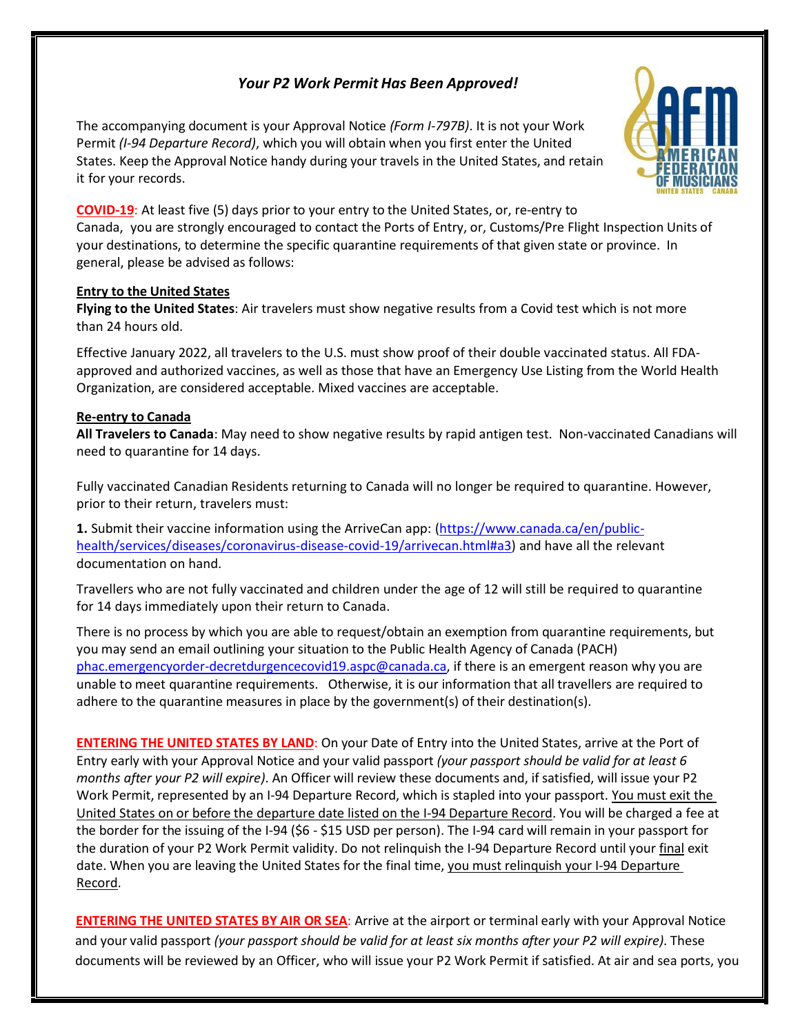## *Your P2 Work Permit Has Been Approved!*

The accompanying document is your Approval Notice *(Form I-797B)*. It is not your Work Permit *(I-94 Departure Record)*, which you will obtain when you first enter the United States. Keep the Approval Notice handy during your travels in the United States, and retain it for your records.

**COVID-19**: At least five (5) days prior to your entry to the United States, or, re-entry to Canada, you are strongly encouraged to contact the Ports of Entry, or, Customs/Pre Flight Inspection Units of your destinations, to determine the specific quarantine requirements of that given state or province. In general, please be advised as follows:

**Entry to the United States**

**Flying to the United States**: Air travelers must show negative results from a Covid test which is not more than 24 hours old.

Effective January 2022, all travelers to the U.S. must show proof of their double vaccinated status. All FDA-approved and authorized vaccines, as well as those that have an Emergency Use Listing from the World Health Organization, are considered acceptable. Mixed vaccines are acceptable.

**Re-entry to Canada**

**All Travelers to Canada**: May need to show negative results by rapid antigen test. Non-vaccinated Canadians will need to quarantine for 14 days.

Fully vaccinated Canadian Residents returning to Canada will no longer be required to quarantine. However, prior to their return, travelers must:

**1.** Submit their vaccine information using the ArriveCan app: (https://www.canada.ca/en/public-health/services/diseases/coronavirus-disease-covid-19/arrivecan.html#a3) and have all the relevant documentation on hand.

Travellers who are not fully vaccinated and children under the age of 12 will still be required to quarantine for 14 days immediately upon their return to Canada.

There is no process by which you are able to request/obtain an exemption from quarantine requirements, but you may send an email outlining your situation to the Public Health Agency of Canada (PACH) phac.emergencyorder-decretdurgencecovid19.aspc@canada.ca, if there is an emergent reason why you are unable to meet quarantine requirements. Otherwise, it is our information that all travellers are required to adhere to the quarantine measures in place by the government(s) of their destination(s).

**ENTERING THE UNITED STATES BY LAND**: On your Date of Entry into the United States, arrive at the Port of Entry early with your Approval Notice and your valid passport *(your passport should be valid for at least 6 months after your P2 will expire)*. An Officer will review these documents and, if satisfied, will issue your P2 Work Permit, represented by an I-94 Departure Record, which is stapled into your passport. You must exit the United States on or before the departure date listed on the I-94 Departure Record. You will be charged a fee at the border for the issuing of the I-94 ($6 - $15 USD per person). The I-94 card will remain in your passport for the duration of your P2 Work Permit validity. Do not relinquish the I-94 Departure Record until your final exit date. When you are leaving the United States for the final time, you must relinquish your I-94 Departure Record.

**ENTERING THE UNITED STATES BY AIR OR SEA**: Arrive at the airport or terminal early with your Approval Notice and your valid passport *(your passport should be valid for at least six months after your P2 will expire)*. These documents will be reviewed by an Officer, who will issue your P2 Work Permit if satisfied. At air and sea ports, you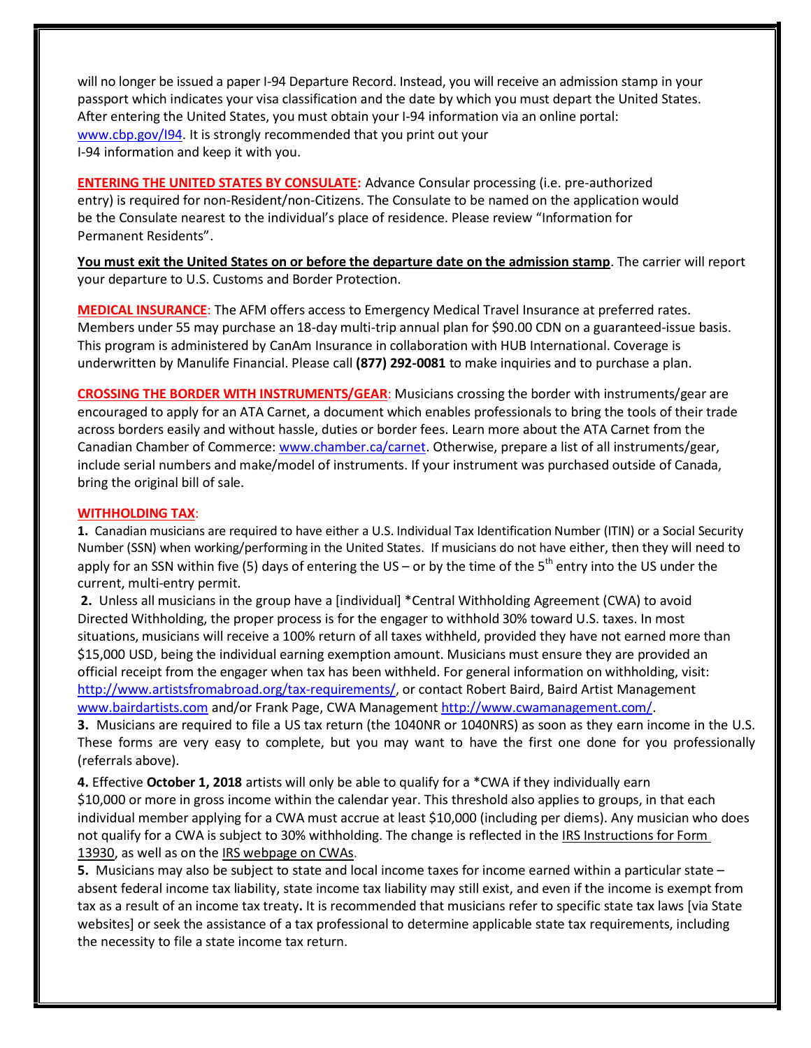will no longer be issued a paper I-94 Departure Record. Instead, you will receive an admission stamp in your passport which indicates your visa classification and the date by which you must depart the United States. After entering the United States, you must obtain your I-94 information via an online portal: www.cbp.gov/I94. It is strongly recommended that you print out your I-94 information and keep it with you.

**ENTERING THE UNITED STATES BY CONSULATE:** Advance Consular processing (i.e. pre-authorized entry) is required for non-Resident/non-Citizens. The Consulate to be named on the application would be the Consulate nearest to the individual's place of residence. Please review "Information for Permanent Residents".

**You must exit the United States on or before the departure date on the admission stamp**. The carrier will report your departure to U.S. Customs and Border Protection.

**MEDICAL INSURANCE**: The AFM offers access to Emergency Medical Travel Insurance at preferred rates. Members under 55 may purchase an 18-day multi-trip annual plan for $90.00 CDN on a guaranteed-issue basis. This program is administered by CanAm Insurance in collaboration with HUB International. Coverage is underwritten by Manulife Financial. Please call **(877) 292-0081** to make inquiries and to purchase a plan.

**CROSSING THE BORDER WITH INSTRUMENTS/GEAR**: Musicians crossing the border with instruments/gear are encouraged to apply for an ATA Carnet, a document which enables professionals to bring the tools of their trade across borders easily and without hassle, duties or border fees. Learn more about the ATA Carnet from the Canadian Chamber of Commerce: www.chamber.ca/carnet. Otherwise, prepare a list of all instruments/gear, include serial numbers and make/model of instruments. If your instrument was purchased outside of Canada, bring the original bill of sale.

**WITHHOLDING TAX**:

**1.** Canadian musicians are required to have either a U.S. Individual Tax Identification Number (ITIN) or a Social Security Number (SSN) when working/performing in the United States. If musicians do not have either, then they will need to apply for an SSN within five (5) days of entering the US – or by the time of the 5th entry into the US under the current, multi-entry permit.

**2.** Unless all musicians in the group have a [individual] *Central Withholding Agreement (CWA) to avoid Directed Withholding, the proper process is for the engager to withhold 30% toward U.S. taxes. In most situations, musicians will receive a 100% return of all taxes withheld, provided they have not earned more than $15,000 USD, being the individual earning exemption amount. Musicians must ensure they are provided an official receipt from the engager when tax has been withheld. For general information on withholding, visit: http://www.artistsfromabroad.org/tax-requirements/, or contact Robert Baird, Baird Artist Management www.bairdartists.com and/or Frank Page, CWA Management http://www.cwamanagement.com/.

**3.** Musicians are required to file a US tax return (the 1040NR or 1040NRS) as soon as they earn income in the U.S. These forms are very easy to complete, but you may want to have the first one done for you professionally (referrals above).

**4.** Effective **October 1, 2018** artists will only be able to qualify for a *CWA if they individually earn $10,000 or more in gross income within the calendar year. This threshold also applies to groups, in that each individual member applying for a CWA must accrue at least $10,000 (including per diems). Any musician who does not qualify for a CWA is subject to 30% withholding. The change is reflected in the IRS Instructions for Form 13930, as well as on the IRS webpage on CWAs.

**5.** Musicians may also be subject to state and local income taxes for income earned within a particular state – absent federal income tax liability, state income tax liability may still exist, and even if the income is exempt from tax as a result of an income tax treaty**.** It is recommended that musicians refer to specific state tax laws [via State websites] or seek the assistance of a tax professional to determine applicable state tax requirements, including the necessity to file a state income tax return.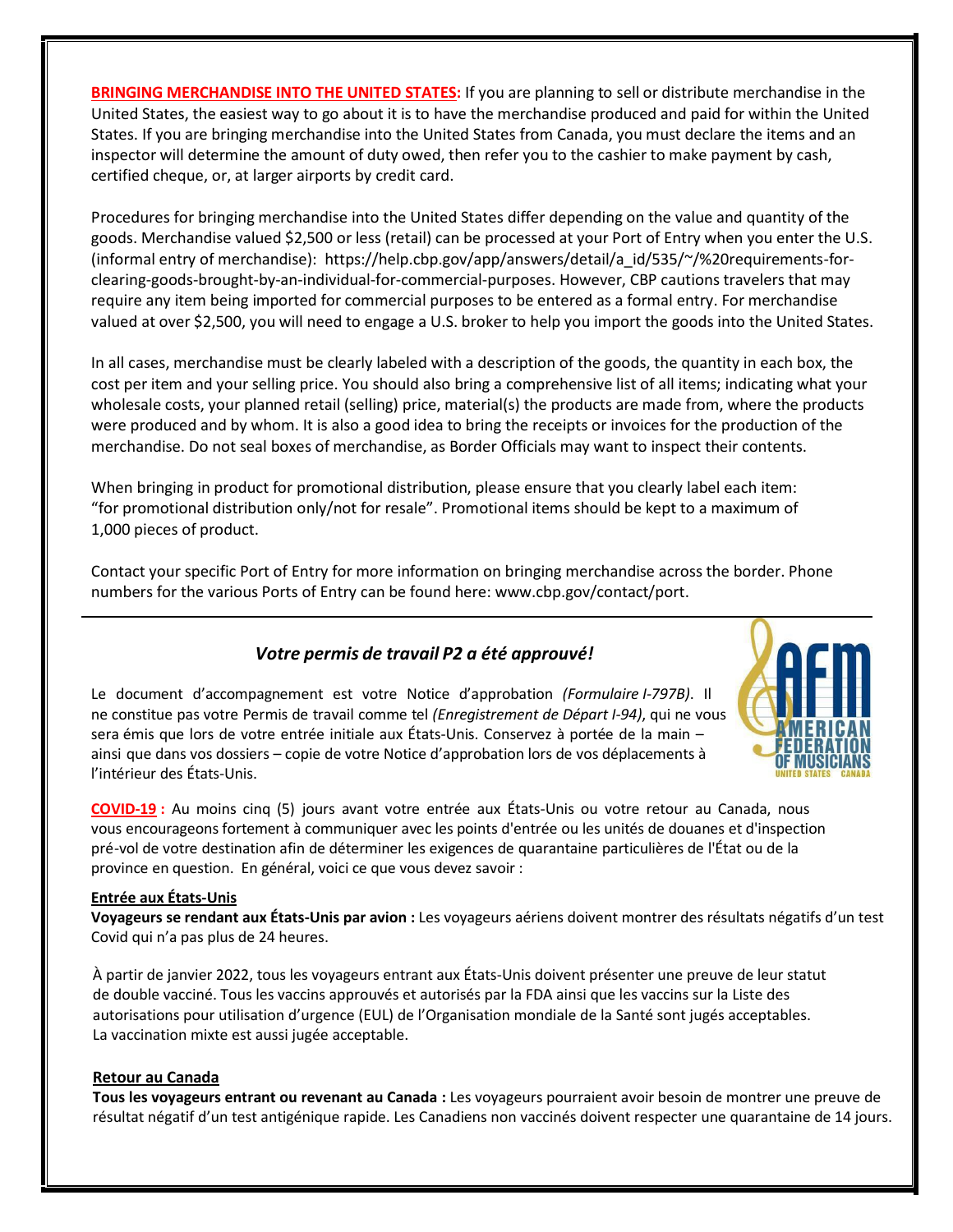**BRINGING MERCHANDISE INTO THE UNITED STATES:** If you are planning to sell or distribute merchandise in the United States, the easiest way to go about it is to have the merchandise produced and paid for within the United States. If you are bringing merchandise into the United States from Canada, you must declare the items and an inspector will determine the amount of duty owed, then refer you to the cashier to make payment by cash, certified cheque, or, at larger airports by credit card.

Procedures for bringing merchandise into the United States differ depending on the value and quantity of the goods. Merchandise valued $2,500 or less (retail) can be processed at your Port of Entry when you enter the U.S. (informal entry of merchandise): https://help.cbp.gov/app/answers/detail/a_id/535/~/%20requirements-for-clearing-goods-brought-by-an-individual-for-commercial-purposes. However, CBP cautions travelers that may require any item being imported for commercial purposes to be entered as a formal entry. For merchandise valued at over $2,500, you will need to engage a U.S. broker to help you import the goods into the United States.

In all cases, merchandise must be clearly labeled with a description of the goods, the quantity in each box, the cost per item and your selling price. You should also bring a comprehensive list of all items; indicating what your wholesale costs, your planned retail (selling) price, material(s) the products are made from, where the products were produced and by whom. It is also a good idea to bring the receipts or invoices for the production of the merchandise. Do not seal boxes of merchandise, as Border Officials may want to inspect their contents.

When bringing in product for promotional distribution, please ensure that you clearly label each item: "for promotional distribution only/not for resale". Promotional items should be kept to a maximum of 1,000 pieces of product.

Contact your specific Port of Entry for more information on bringing merchandise across the border. Phone numbers for the various Ports of Entry can be found here: www.cbp.gov/contact/port.

---

## *Votre permis de travail P2 a été approuvé!*

Le document d'accompagnement est votre Notice d'approbation *(Formulaire I-797B)*. Il ne constitue pas votre Permis de travail comme tel *(Enregistrement de Départ I-94)*, qui ne vous sera émis que lors de votre entrée initiale aux États-Unis. Conservez à portée de la main – ainsi que dans vos dossiers – copie de votre Notice d'approbation lors de vos déplacements à l'intérieur des États-Unis.

**COVID-19 :** Au moins cinq (5) jours avant votre entrée aux États-Unis ou votre retour au Canada, nous vous encourageons fortement à communiquer avec les points d'entrée ou les unités de douanes et d'inspection pré-vol de votre destination afin de déterminer les exigences de quarantaine particulières de l'État ou de la province en question. En général, voici ce que vous devez savoir :

**Entrée aux États-Unis**

**Voyageurs se rendant aux États-Unis par avion :** Les voyageurs aériens doivent montrer des résultats négatifs d'un test Covid qui n'a pas plus de 24 heures.

À partir de janvier 2022, tous les voyageurs entrant aux États-Unis doivent présenter une preuve de leur statut de double vacciné. Tous les vaccins approuvés et autorisés par la FDA ainsi que les vaccins sur la Liste des autorisations pour utilisation d'urgence (EUL) de l'Organisation mondiale de la Santé sont jugés acceptables. La vaccination mixte est aussi jugée acceptable.

**Retour au Canada**

**Tous les voyageurs entrant ou revenant au Canada :** Les voyageurs pourraient avoir besoin de montrer une preuve de résultat négatif d'un test antigénique rapide. Les Canadiens non vaccinés doivent respecter une quarantaine de 14 jours.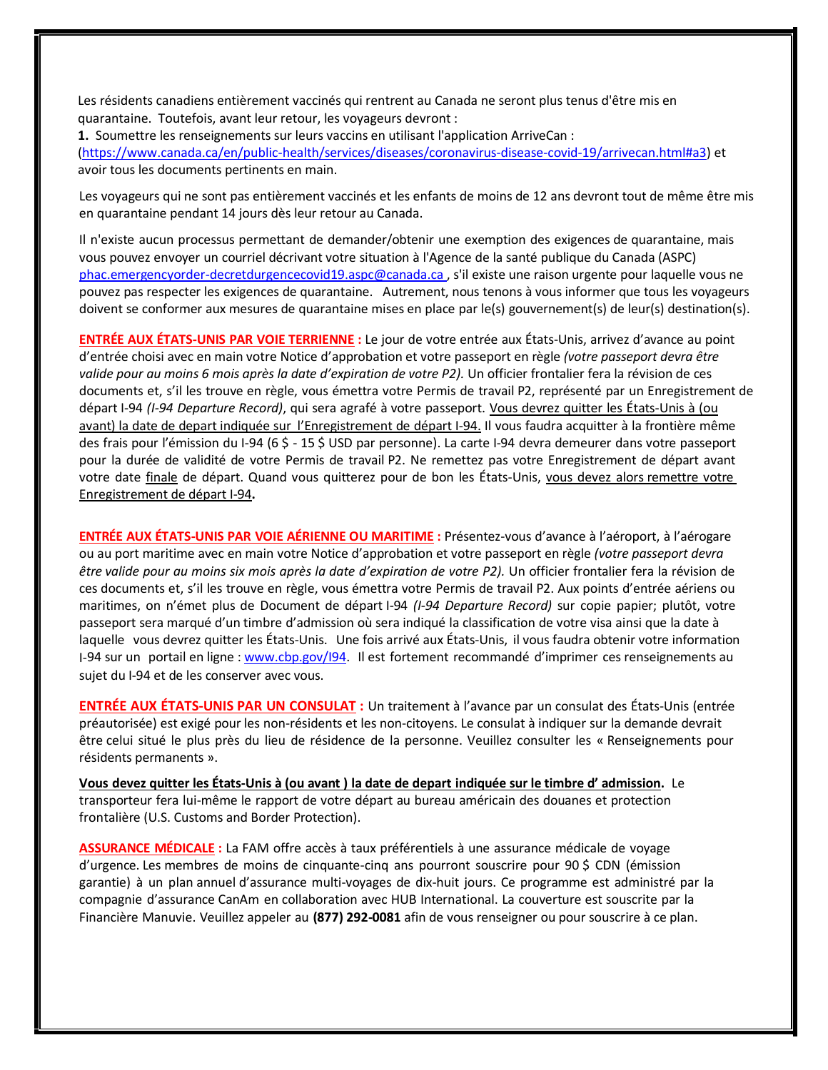Les résidents canadiens entièrement vaccinés qui rentrent au Canada ne seront plus tenus d'être mis en quarantaine. Toutefois, avant leur retour, les voyageurs devront :

**1.** Soumettre les renseignements sur leurs vaccins en utilisant l'application ArriveCan : (https://www.canada.ca/en/public-health/services/diseases/coronavirus-disease-covid-19/arrivecan.html#a3) et avoir tous les documents pertinents en main.

Les voyageurs qui ne sont pas entièrement vaccinés et les enfants de moins de 12 ans devront tout de même être mis en quarantaine pendant 14 jours dès leur retour au Canada.

Il n'existe aucun processus permettant de demander/obtenir une exemption des exigences de quarantaine, mais vous pouvez envoyer un courriel décrivant votre situation à l'Agence de la santé publique du Canada (ASPC) phac.emergencyorder-decretdurgencecovid19.aspc@canada.ca , s'il existe une raison urgente pour laquelle vous ne pouvez pas respecter les exigences de quarantaine. Autrement, nous tenons à vous informer que tous les voyageurs doivent se conformer aux mesures de quarantaine mises en place par le(s) gouvernement(s) de leur(s) destination(s).

**ENTRÉE AUX ÉTATS-UNIS PAR VOIE TERRIENNE :** Le jour de votre entrée aux États-Unis, arrivez d'avance au point d'entrée choisi avec en main votre Notice d'approbation et votre passeport en règle *(votre passeport devra être valide pour au moins 6 mois après la date d'expiration de votre P2).* Un officier frontalier fera la révision de ces documents et, s'il les trouve en règle, vous émettra votre Permis de travail P2, représenté par un Enregistrement de départ I-94 *(I-94 Departure Record)*, qui sera agrafé à votre passeport. Vous devrez quitter les États-Unis à (ou avant) la date de depart indiquée sur l'Enregistrement de départ I-94. Il vous faudra acquitter à la frontière même des frais pour l'émission du I-94 (6 $ - 15 $ USD par personne). La carte I-94 devra demeurer dans votre passeport pour la durée de validité de votre Permis de travail P2. Ne remettez pas votre Enregistrement de départ avant votre date finale de départ. Quand vous quitterez pour de bon les États-Unis, vous devez alors remettre votre Enregistrement de départ I-94**.**

**ENTRÉE AUX ÉTATS-UNIS PAR VOIE AÉRIENNE OU MARITIME :** Présentez-vous d'avance à l'aéroport, à l'aérogare ou au port maritime avec en main votre Notice d'approbation et votre passeport en règle *(votre passeport devra être valide pour au moins six mois après la date d'expiration de votre P2).* Un officier frontalier fera la révision de ces documents et, s'il les trouve en règle, vous émettra votre Permis de travail P2. Aux points d'entrée aériens ou maritimes, on n'émet plus de Document de départ I-94 *(I-94 Departure Record)* sur copie papier; plutôt, votre passeport sera marqué d'un timbre d'admission où sera indiqué la classification de votre visa ainsi que la date à laquelle vous devrez quitter les États-Unis. Une fois arrivé aux États-Unis, il vous faudra obtenir votre information I-94 sur un portail en ligne : www.cbp.gov/I94. Il est fortement recommandé d'imprimer ces renseignements au sujet du I-94 et de les conserver avec vous.

**ENTRÉE AUX ÉTATS-UNIS PAR UN CONSULAT :** Un traitement à l'avance par un consulat des États-Unis (entrée préautorisée) est exigé pour les non-résidents et les non-citoyens. Le consulat à indiquer sur la demande devrait être celui situé le plus près du lieu de résidence de la personne. Veuillez consulter les « Renseignements pour résidents permanents ».

**Vous devez quitter les États-Unis à (ou avant ) la date de depart indiquée sur le timbre d' admission.** Le transporteur fera lui-même le rapport de votre départ au bureau américain des douanes et protection frontalière (U.S. Customs and Border Protection).

**ASSURANCE MÉDICALE :** La FAM offre accès à taux préférentiels à une assurance médicale de voyage d'urgence. Les membres de moins de cinquante-cinq ans pourront souscrire pour 90 $ CDN (émission garantie) à un plan annuel d'assurance multi-voyages de dix-huit jours. Ce programme est administré par la compagnie d'assurance CanAm en collaboration avec HUB International. La couverture est souscrite par la Financière Manuvie. Veuillez appeler au **(877) 292-0081** afin de vous renseigner ou pour souscrire à ce plan.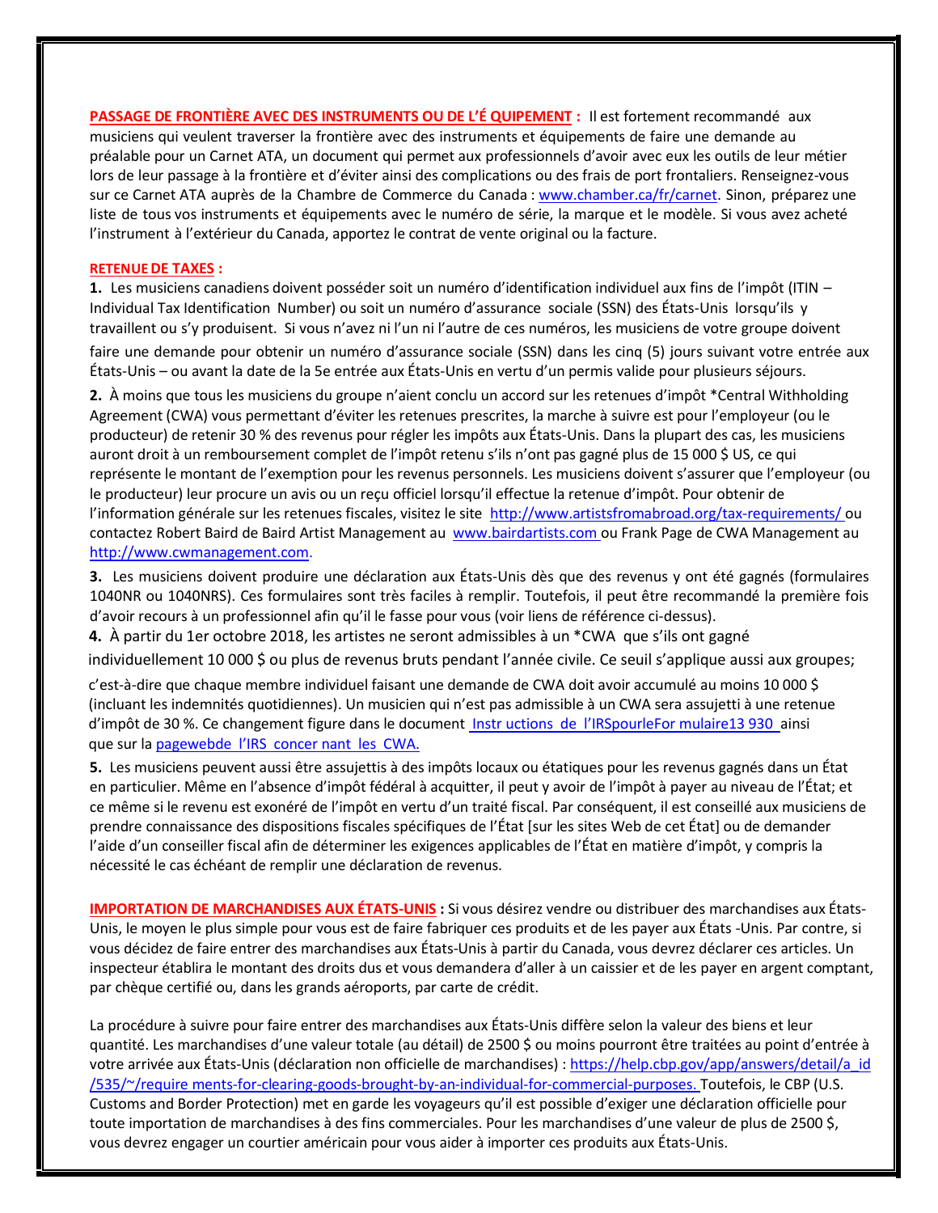**PASSAGE DE FRONTIÈRE AVEC DES INSTRUMENTS OU DE L'É QUIPEMENT :** Il est fortement recommandé aux musiciens qui veulent traverser la frontière avec des instruments et équipements de faire une demande au préalable pour un Carnet ATA, un document qui permet aux professionnels d'avoir avec eux les outils de leur métier lors de leur passage à la frontière et d'éviter ainsi des complications ou des frais de port frontaliers. Renseignez-vous sur ce Carnet ATA auprès de la Chambre de Commerce du Canada : [www.chamber.ca/fr/carnet](http://www.chamber.ca/fr/carnet). Sinon, préparez une liste de tous vos instruments et équipements avec le numéro de série, la marque et le modèle. Si vous avez acheté l'instrument à l'extérieur du Canada, apportez le contrat de vente original ou la facture.

**RETENUE DE TAXES :**

**1.** Les musiciens canadiens doivent posséder soit un numéro d'identification individuel aux fins de l'impôt (ITIN – Individual Tax Identification Number) ou soit un numéro d'assurance sociale (SSN) des États-Unis lorsqu'ils y travaillent ou s'y produisent. Si vous n'avez ni l'un ni l'autre de ces numéros, les musiciens de votre groupe doivent faire une demande pour obtenir un numéro d'assurance sociale (SSN) dans les cinq (5) jours suivant votre entrée aux États-Unis – ou avant la date de la 5e entrée aux États-Unis en vertu d'un permis valide pour plusieurs séjours.

**2.** À moins que tous les musiciens du groupe n'aient conclu un accord sur les retenues d'impôt *Central Withholding Agreement (CWA) vous permettant d'éviter les retenues prescrites, la marche à suivre est pour l'employeur (ou le producteur) de retenir 30 % des revenus pour régler les impôts aux États-Unis. Dans la plupart des cas, les musiciens auront droit à un remboursement complet de l'impôt retenu s'ils n'ont pas gagné plus de 15 000 $ US, ce qui représente le montant de l'exemption pour les revenus personnels. Les musiciens doivent s'assurer que l'employeur (ou le producteur) leur procure un avis ou un reçu officiel lorsqu'il effectue la retenue d'impôt. Pour obtenir de l'information générale sur les retenues fiscales, visitez le site [http://www.artistsfromabroad.org/tax-requirements/](http://www.artistsfromabroad.org/tax-requirements/) ou contactez Robert Baird de Baird Artist Management au [www.bairdartists.com](http://www.bairdartists.com) ou Frank Page de CWA Management au [http://www.cwmanagement.com](http://www.cwmanagement.com).

**3.** Les musiciens doivent produire une déclaration aux États-Unis dès que des revenus y ont été gagnés (formulaires 1040NR ou 1040NRS). Ces formulaires sont très faciles à remplir. Toutefois, il peut être recommandé la première fois d'avoir recours à un professionnel afin qu'il le fasse pour vous (voir liens de référence ci-dessus).

**4.** À partir du 1er octobre 2018, les artistes ne seront admissibles à un *CWA que s'ils ont gagné individuellement 10 000 $ ou plus de revenus bruts pendant l'année civile. Ce seuil s'applique aussi aux groupes; c'est-à-dire que chaque membre individuel faisant une demande de CWA doit avoir accumulé au moins 10 000 $ (incluant les indemnités quotidiennes). Un musicien qui n'est pas admissible à un CWA sera assujetti à une retenue d'impôt de 30 %. Ce changement figure dans le document Instr uctions de l'IRSpourleFor mulaire13 930 ainsi que sur la pagewebde l'IRS concer nant les CWA.

**5.** Les musiciens peuvent aussi être assujettis à des impôts locaux ou étatiques pour les revenus gagnés dans un État en particulier. Même en l'absence d'impôt fédéral à acquitter, il peut y avoir de l'impôt à payer au niveau de l'État; et ce même si le revenu est exonéré de l'impôt en vertu d'un traité fiscal. Par conséquent, il est conseillé aux musiciens de prendre connaissance des dispositions fiscales spécifiques de l'État [sur les sites Web de cet État] ou de demander l'aide d'un conseiller fiscal afin de déterminer les exigences applicables de l'État en matière d'impôt, y compris la nécessité le cas échéant de remplir une déclaration de revenus.

**IMPORTATION DE MARCHANDISES AUX ÉTATS-UNIS :** Si vous désirez vendre ou distribuer des marchandises aux États-Unis, le moyen le plus simple pour vous est de faire fabriquer ces produits et de les payer aux États -Unis. Par contre, si vous décidez de faire entrer des marchandises aux États-Unis à partir du Canada, vous devrez déclarer ces articles. Un inspecteur établira le montant des droits dus et vous demandera d'aller à un caissier et de les payer en argent comptant, par chèque certifié ou, dans les grands aéroports, par carte de crédit.

La procédure à suivre pour faire entrer des marchandises aux États-Unis diffère selon la valeur des biens et leur quantité. Les marchandises d'une valeur totale (au détail) de 2500 $ ou moins pourront être traitées au point d'entrée à votre arrivée aux États-Unis (déclaration non officielle de marchandises) : https://help.cbp.gov/app/answers/detail/a_id/535/~/require ments-for-clearing-goods-brought-by-an-individual-for-commercial-purposes. Toutefois, le CBP (U.S. Customs and Border Protection) met en garde les voyageurs qu'il est possible d'exiger une déclaration officielle pour toute importation de marchandises à des fins commerciales. Pour les marchandises d'une valeur de plus de 2500 $, vous devrez engager un courtier américain pour vous aider à importer ces produits aux États-Unis.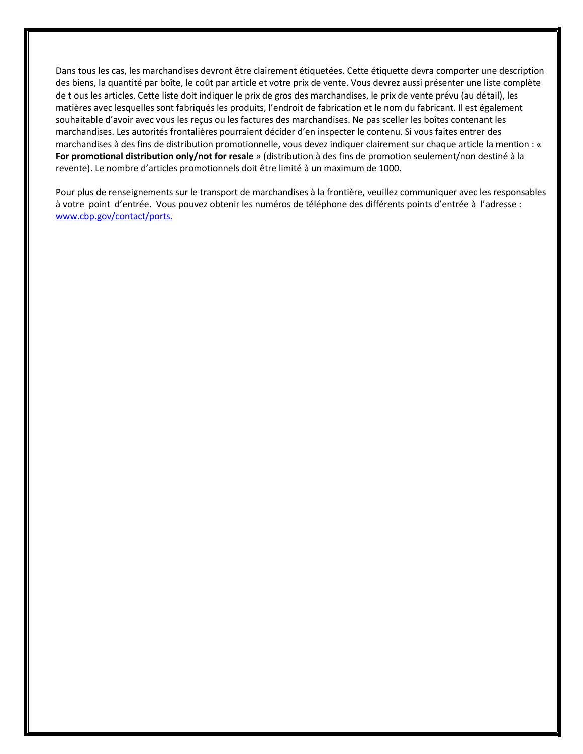Dans tous les cas, les marchandises devront être clairement étiquetées. Cette étiquette devra comporter une description des biens, la quantité par boîte, le coût par article et votre prix de vente. Vous devrez aussi présenter une liste complète de t ous les articles. Cette liste doit indiquer le prix de gros des marchandises, le prix de vente prévu (au détail), les matières avec lesquelles sont fabriqués les produits, l'endroit de fabrication et le nom du fabricant. Il est également souhaitable d'avoir avec vous les reçus ou les factures des marchandises. Ne pas sceller les boîtes contenant les marchandises. Les autorités frontalières pourraient décider d'en inspecter le contenu. Si vous faites entrer des marchandises à des fins de distribution promotionnelle, vous devez indiquer clairement sur chaque article la mention : « **For promotional distribution only/not for resale** » (distribution à des fins de promotion seulement/non destiné à la revente). Le nombre d'articles promotionnels doit être limité à un maximum de 1000.

Pour plus de renseignements sur le transport de marchandises à la frontière, veuillez communiquer avec les responsables à votre point d'entrée. Vous pouvez obtenir les numéros de téléphone des différents points d'entrée à l'adresse : [www.cbp.gov/contact/ports.](www.cbp.gov/contact/ports)